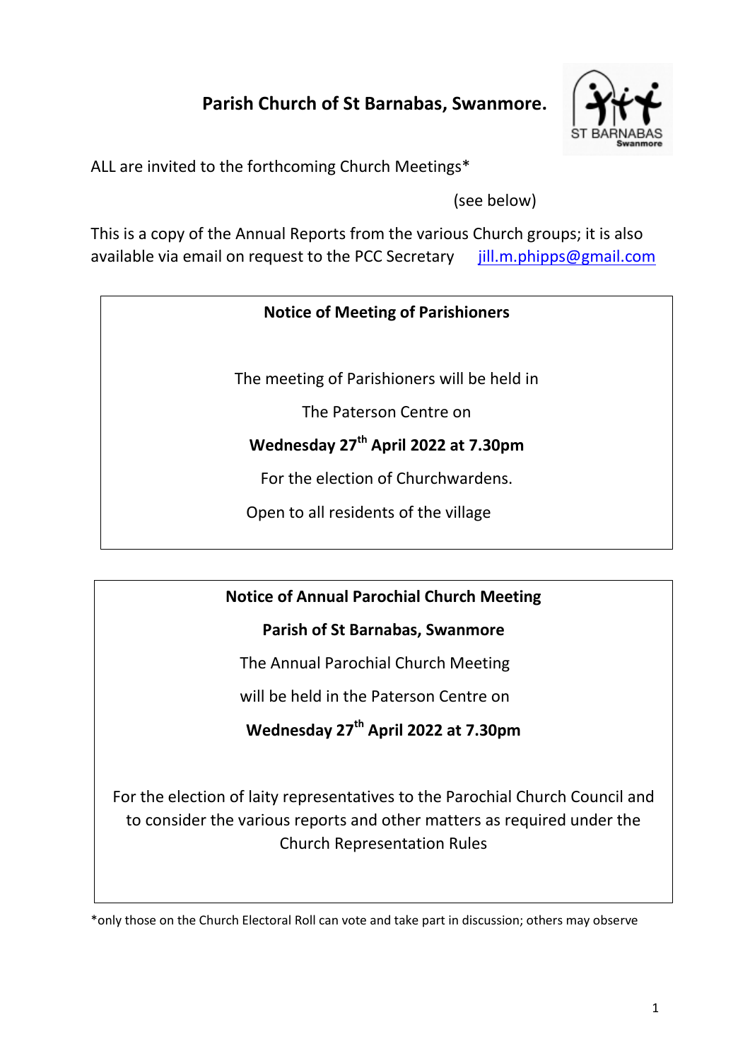# Parish Church of St Barnabas, Swanmore.

ALL are invited to the forthcoming Church Meetings*

(see below)

This is a copy of the Annual Reports from the various Church groups; it is also available via email on request to the PCC Secretary jill.m.phipps@gmail.com

**Notice of Meeting of Parishioners**

The meeting of Parishioners will be held in

The Paterson Centre on

**Wednesday 27th April 2022 at 7.30pm**

For the election of Churchwardens.

Open to all residents of the village

**Notice of Annual Parochial Church Meeting**

**Parish of St Barnabas, Swanmore**

The Annual Parochial Church Meeting

will be held in the Paterson Centre on

**Wednesday 27th April 2022 at 7.30pm**

For the election of laity representatives to the Parochial Church Council and to consider the various reports and other matters as required under the Church Representation Rules

*only those on the Church Electoral Roll can vote and take part in discussion; others may observe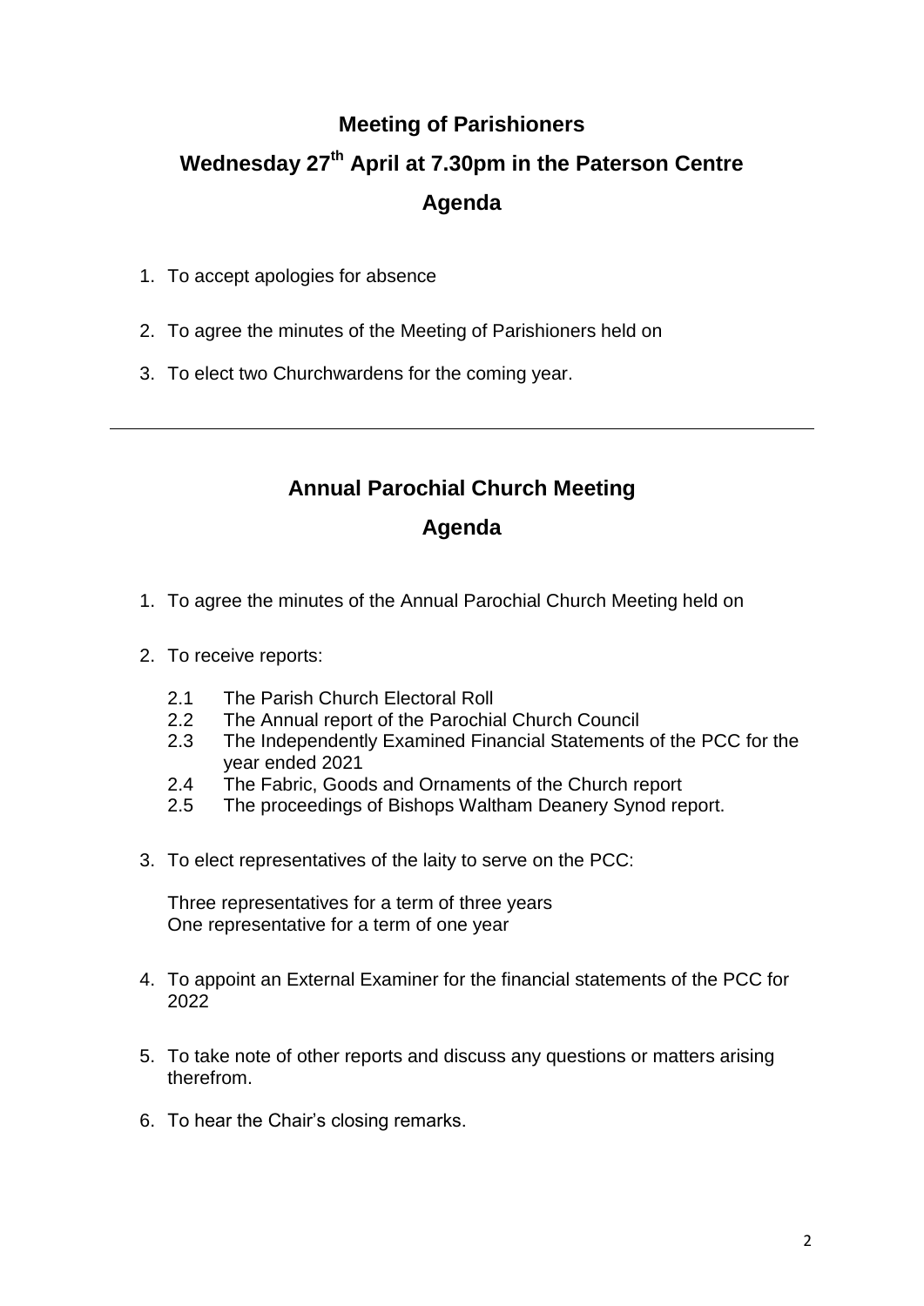# Meeting of Parishioners

## Wednesday 27th April at 7.30pm in the Paterson Centre

## Agenda

1. To accept apologies for absence
2. To agree the minutes of the Meeting of Parishioners held on
3. To elect two Churchwardens for the coming year.

---

# Annual Parochial Church Meeting

## Agenda

1. To agree the minutes of the Annual Parochial Church Meeting held on
2. To receive reports:

   2.1 The Parish Church Electoral Roll
   2.2 The Annual report of the Parochial Church Council
   2.3 The Independently Examined Financial Statements of the PCC for the year ended 2021
   2.4 The Fabric, Goods and Ornaments of the Church report
   2.5 The proceedings of Bishops Waltham Deanery Synod report.

3. To elect representatives of the laity to serve on the PCC:

   Three representatives for a term of three years
   One representative for a term of one year

4. To appoint an External Examiner for the financial statements of the PCC for 2022
5. To take note of other reports and discuss any questions or matters arising therefrom.
6. To hear the Chair's closing remarks.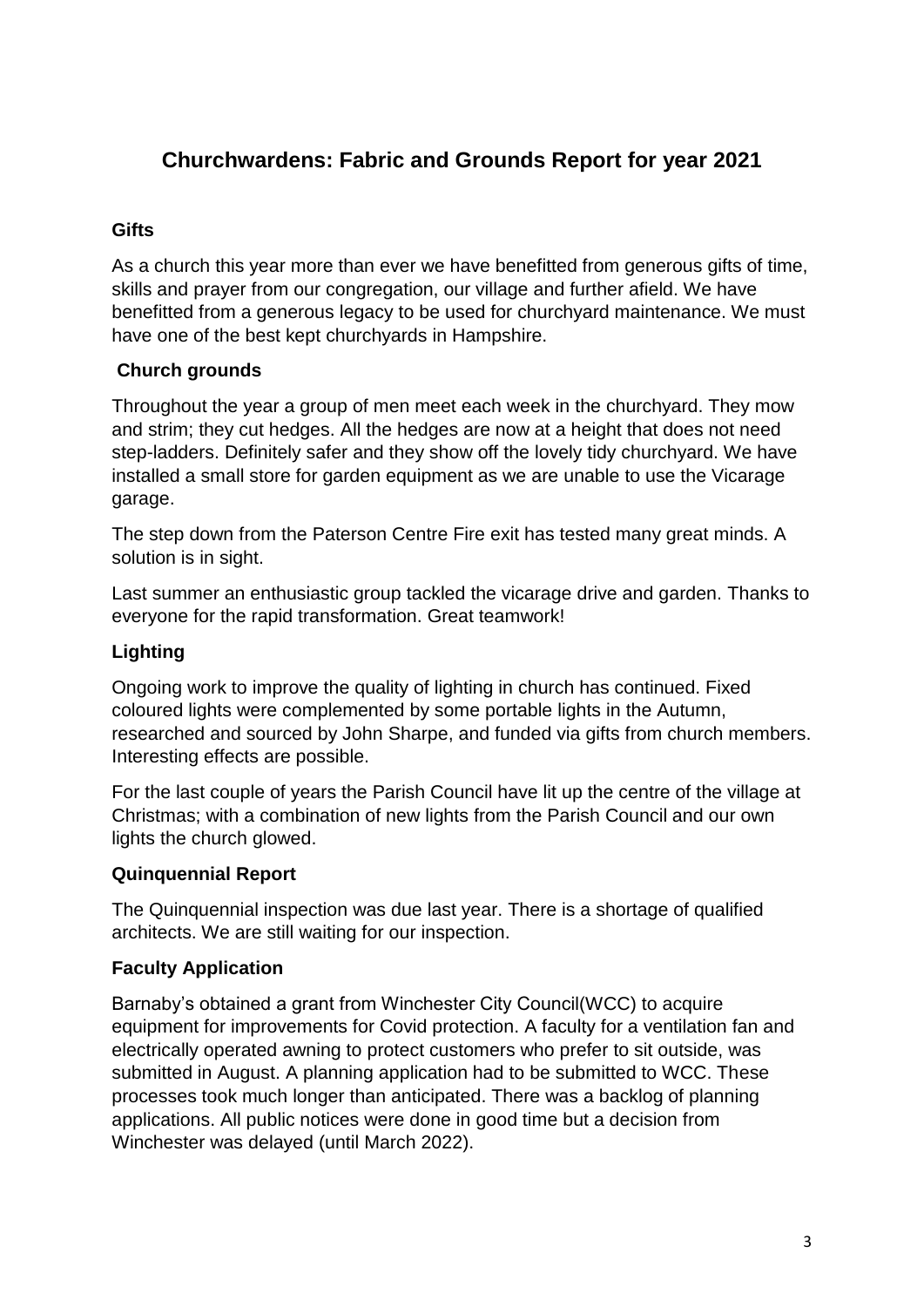# Churchwardens: Fabric and Grounds Report for year 2021

## Gifts

As a church this year more than ever we have benefitted from generous gifts of time, skills and prayer from our congregation, our village and further afield. We have benefitted from a generous legacy to be used for churchyard maintenance. We must have one of the best kept churchyards in Hampshire.

## Church grounds

Throughout the year a group of men meet each week in the churchyard. They mow and strim; they cut hedges. All the hedges are now at a height that does not need step-ladders. Definitely safer and they show off the lovely tidy churchyard. We have installed a small store for garden equipment as we are unable to use the Vicarage garage.

The step down from the Paterson Centre Fire exit has tested many great minds. A solution is in sight.

Last summer an enthusiastic group tackled the vicarage drive and garden. Thanks to everyone for the rapid transformation. Great teamwork!

## Lighting

Ongoing work to improve the quality of lighting in church has continued. Fixed coloured lights were complemented by some portable lights in the Autumn, researched and sourced by John Sharpe, and funded via gifts from church members. Interesting effects are possible.

For the last couple of years the Parish Council have lit up the centre of the village at Christmas; with a combination of new lights from the Parish Council and our own lights the church glowed.

## Quinquennial Report

The Quinquennial inspection was due last year. There is a shortage of qualified architects. We are still waiting for our inspection.

## Faculty Application

Barnaby's obtained a grant from Winchester City Council(WCC) to acquire equipment for improvements for Covid protection. A faculty for a ventilation fan and electrically operated awning to protect customers who prefer to sit outside, was submitted in August. A planning application had to be submitted to WCC. These processes took much longer than anticipated. There was a backlog of planning applications. All public notices were done in good time but a decision from Winchester was delayed (until March 2022).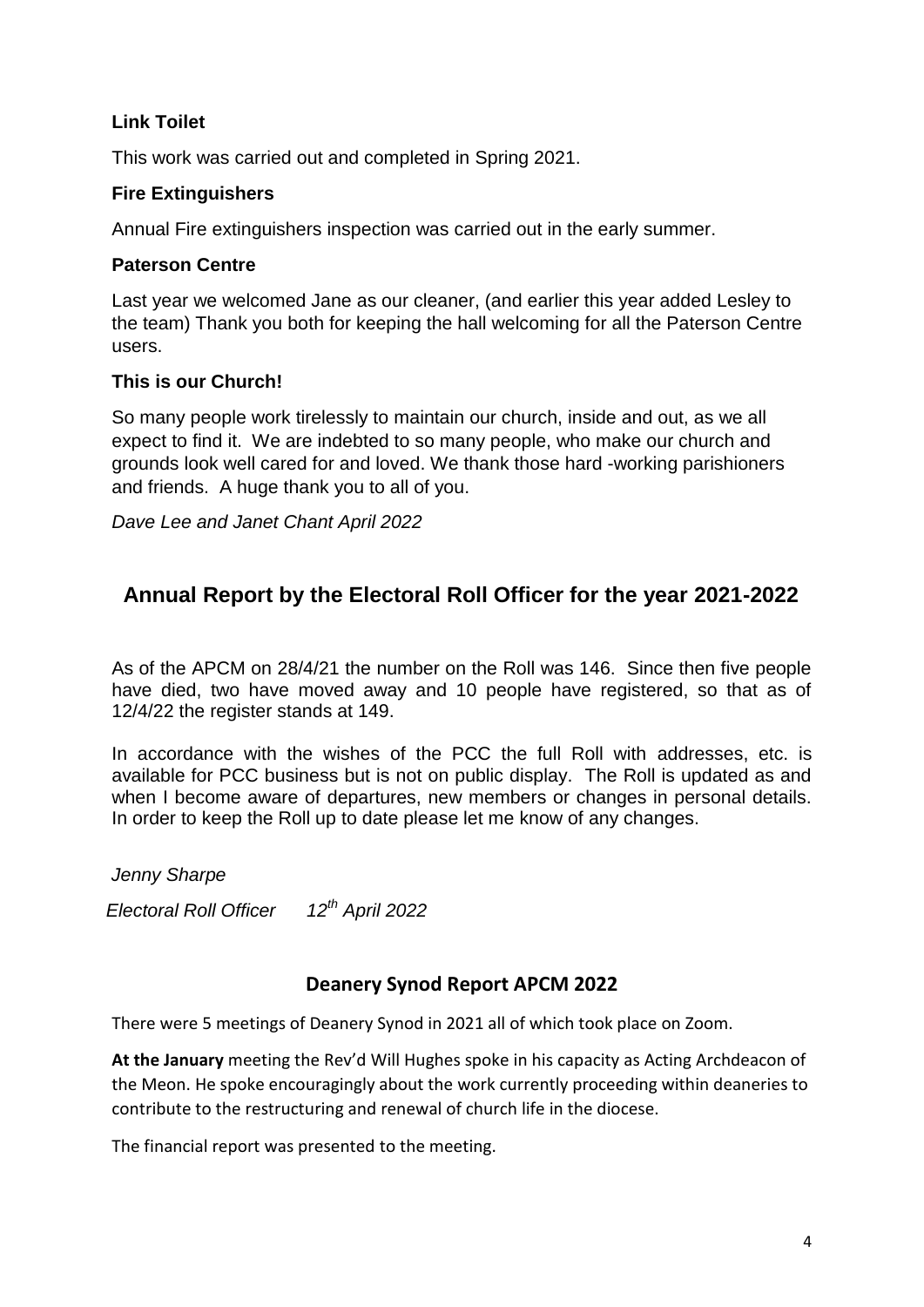### Link Toilet

This work was carried out and completed in Spring 2021.

### Fire Extinguishers

Annual Fire extinguishers inspection was carried out in the early summer.

### Paterson Centre

Last year we welcomed Jane as our cleaner, (and earlier this year added Lesley to the team) Thank you both for keeping the hall welcoming for all the Paterson Centre users.

### This is our Church!

So many people work tirelessly to maintain our church, inside and out, as we all expect to find it. We are indebted to so many people, who make our church and grounds look well cared for and loved. We thank those hard -working parishioners and friends. A huge thank you to all of you.

*Dave Lee and Janet Chant April 2022*

## Annual Report by the Electoral Roll Officer for the year 2021-2022

As of the APCM on 28/4/21 the number on the Roll was 146. Since then five people have died, two have moved away and 10 people have registered, so that as of 12/4/22 the register stands at 149.

In accordance with the wishes of the PCC the full Roll with addresses, etc. is available for PCC business but is not on public display. The Roll is updated as and when I become aware of departures, new members or changes in personal details. In order to keep the Roll up to date please let me know of any changes.

*Jenny Sharpe*

*Electoral Roll Officer 12th April 2022*

## Deanery Synod Report APCM 2022

There were 5 meetings of Deanery Synod in 2021 all of which took place on Zoom.

**At the January** meeting the Rev'd Will Hughes spoke in his capacity as Acting Archdeacon of the Meon. He spoke encouragingly about the work currently proceeding within deaneries to contribute to the restructuring and renewal of church life in the diocese.

The financial report was presented to the meeting.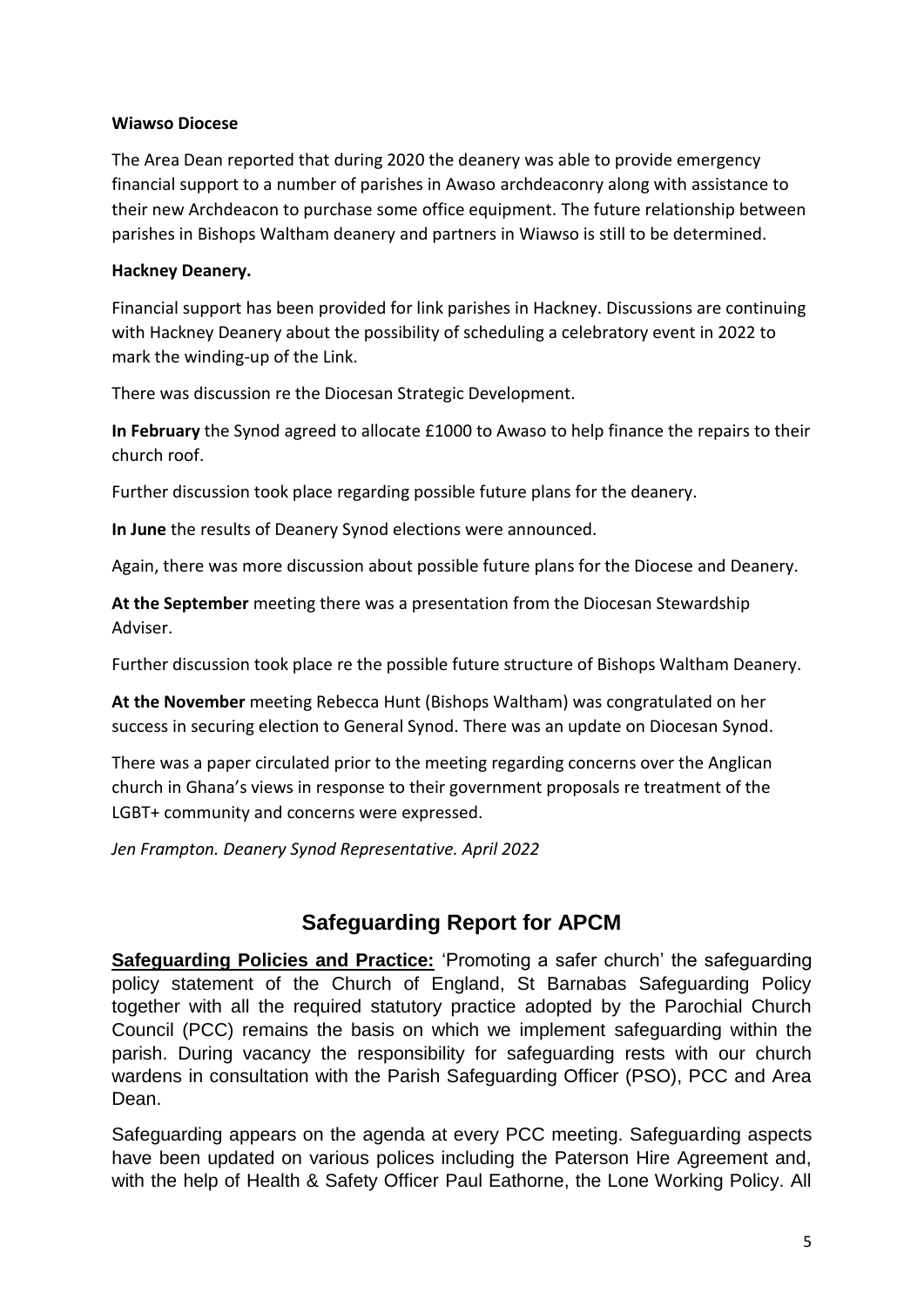**Wiawso Diocese**

The Area Dean reported that during 2020 the deanery was able to provide emergency financial support to a number of parishes in Awaso archdeaconry along with assistance to their new Archdeacon to purchase some office equipment. The future relationship between parishes in Bishops Waltham deanery and partners in Wiawso is still to be determined.

**Hackney Deanery.**

Financial support has been provided for link parishes in Hackney. Discussions are continuing with Hackney Deanery about the possibility of scheduling a celebratory event in 2022 to mark the winding-up of the Link.

There was discussion re the Diocesan Strategic Development.

**In February** the Synod agreed to allocate £1000 to Awaso to help finance the repairs to their church roof.

Further discussion took place regarding possible future plans for the deanery.

**In June** the results of Deanery Synod elections were announced.

Again, there was more discussion about possible future plans for the Diocese and Deanery.

**At the September** meeting there was a presentation from the Diocesan Stewardship Adviser.

Further discussion took place re the possible future structure of Bishops Waltham Deanery.

**At the November** meeting Rebecca Hunt (Bishops Waltham) was congratulated on her success in securing election to General Synod. There was an update on Diocesan Synod.

There was a paper circulated prior to the meeting regarding concerns over the Anglican church in Ghana's views in response to their government proposals re treatment of the LGBT+ community and concerns were expressed.

*Jen Frampton. Deanery Synod Representative. April 2022*

## Safeguarding Report for APCM

**Safeguarding Policies and Practice:** 'Promoting a safer church' the safeguarding policy statement of the Church of England, St Barnabas Safeguarding Policy together with all the required statutory practice adopted by the Parochial Church Council (PCC) remains the basis on which we implement safeguarding within the parish. During vacancy the responsibility for safeguarding rests with our church wardens in consultation with the Parish Safeguarding Officer (PSO), PCC and Area Dean.

Safeguarding appears on the agenda at every PCC meeting. Safeguarding aspects have been updated on various polices including the Paterson Hire Agreement and, with the help of Health & Safety Officer Paul Eathorne, the Lone Working Policy. All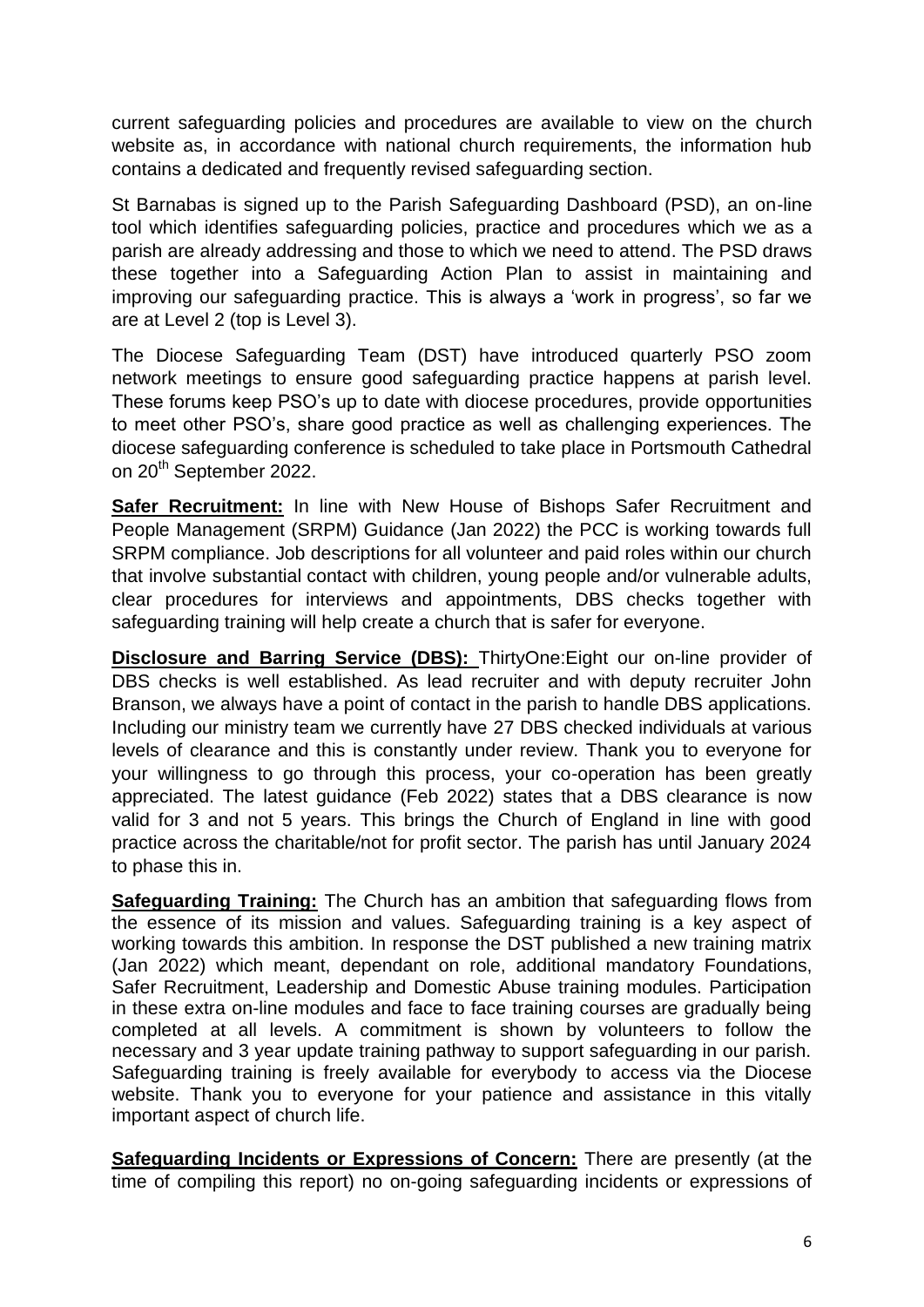current safeguarding policies and procedures are available to view on the church website as, in accordance with national church requirements, the information hub contains a dedicated and frequently revised safeguarding section.

St Barnabas is signed up to the Parish Safeguarding Dashboard (PSD), an on-line tool which identifies safeguarding policies, practice and procedures which we as a parish are already addressing and those to which we need to attend. The PSD draws these together into a Safeguarding Action Plan to assist in maintaining and improving our safeguarding practice. This is always a 'work in progress', so far we are at Level 2 (top is Level 3).

The Diocese Safeguarding Team (DST) have introduced quarterly PSO zoom network meetings to ensure good safeguarding practice happens at parish level. These forums keep PSO's up to date with diocese procedures, provide opportunities to meet other PSO's, share good practice as well as challenging experiences. The diocese safeguarding conference is scheduled to take place in Portsmouth Cathedral on 20th September 2022.

**Safer Recruitment:** In line with New House of Bishops Safer Recruitment and People Management (SRPM) Guidance (Jan 2022) the PCC is working towards full SRPM compliance. Job descriptions for all volunteer and paid roles within our church that involve substantial contact with children, young people and/or vulnerable adults, clear procedures for interviews and appointments, DBS checks together with safeguarding training will help create a church that is safer for everyone.

**Disclosure and Barring Service (DBS):** ThirtyOne:Eight our on-line provider of DBS checks is well established. As lead recruiter and with deputy recruiter John Branson, we always have a point of contact in the parish to handle DBS applications. Including our ministry team we currently have 27 DBS checked individuals at various levels of clearance and this is constantly under review. Thank you to everyone for your willingness to go through this process, your co-operation has been greatly appreciated. The latest guidance (Feb 2022) states that a DBS clearance is now valid for 3 and not 5 years. This brings the Church of England in line with good practice across the charitable/not for profit sector. The parish has until January 2024 to phase this in.

**Safeguarding Training:** The Church has an ambition that safeguarding flows from the essence of its mission and values. Safeguarding training is a key aspect of working towards this ambition. In response the DST published a new training matrix (Jan 2022) which meant, dependant on role, additional mandatory Foundations, Safer Recruitment, Leadership and Domestic Abuse training modules. Participation in these extra on-line modules and face to face training courses are gradually being completed at all levels. A commitment is shown by volunteers to follow the necessary and 3 year update training pathway to support safeguarding in our parish. Safeguarding training is freely available for everybody to access via the Diocese website. Thank you to everyone for your patience and assistance in this vitally important aspect of church life.

**Safeguarding Incidents or Expressions of Concern:** There are presently (at the time of compiling this report) no on-going safeguarding incidents or expressions of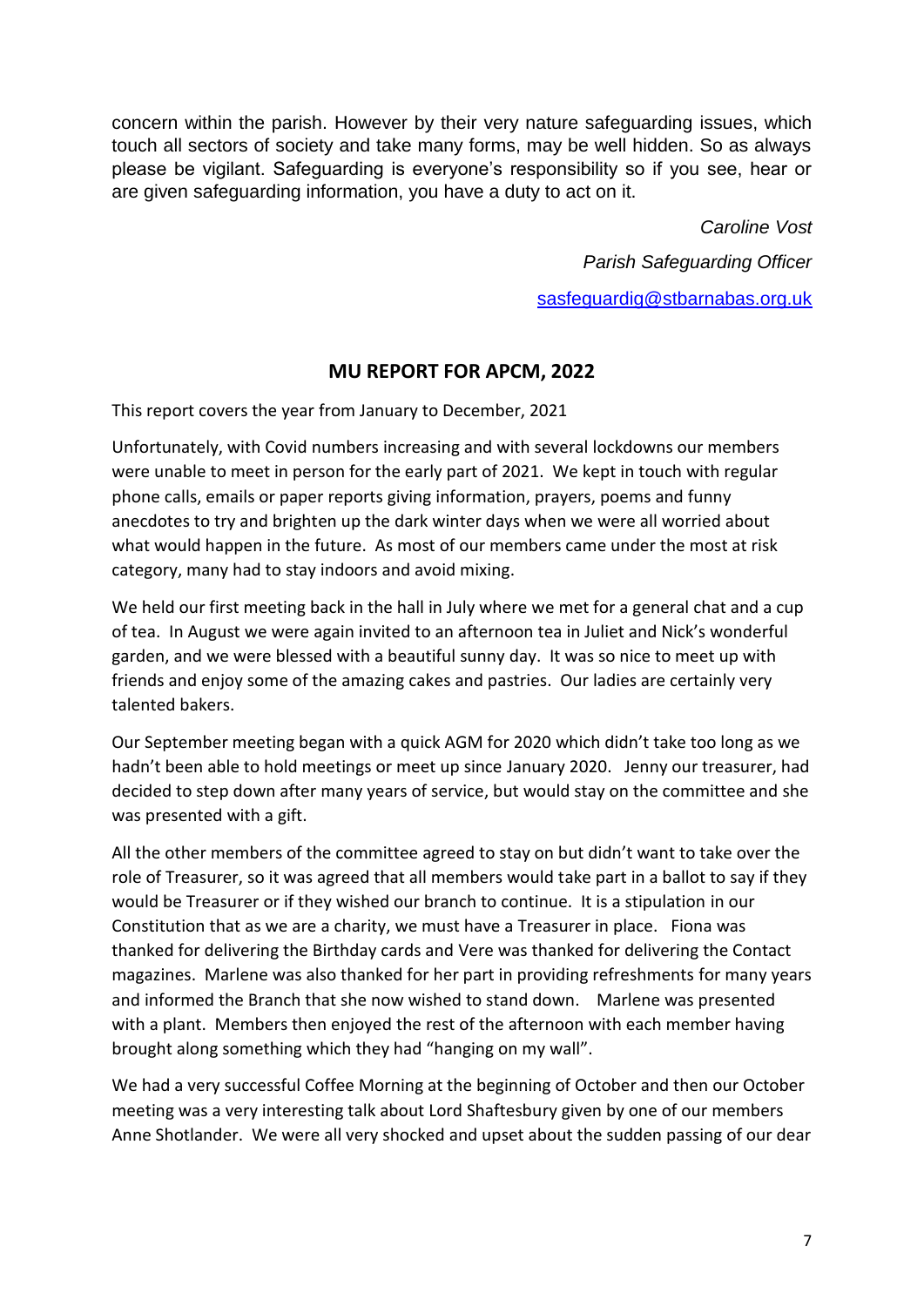concern within the parish. However by their very nature safeguarding issues, which touch all sectors of society and take many forms, may be well hidden. So as always please be vigilant. Safeguarding is everyone's responsibility so if you see, hear or are given safeguarding information, you have a duty to act on it.

*Caroline Vost*

*Parish Safeguarding Officer*

sasfeguardig@stbarnabas.org.uk

## MU REPORT FOR APCM, 2022

This report covers the year from January to December, 2021

Unfortunately, with Covid numbers increasing and with several lockdowns our members were unable to meet in person for the early part of 2021. We kept in touch with regular phone calls, emails or paper reports giving information, prayers, poems and funny anecdotes to try and brighten up the dark winter days when we were all worried about what would happen in the future. As most of our members came under the most at risk category, many had to stay indoors and avoid mixing.

We held our first meeting back in the hall in July where we met for a general chat and a cup of tea. In August we were again invited to an afternoon tea in Juliet and Nick's wonderful garden, and we were blessed with a beautiful sunny day. It was so nice to meet up with friends and enjoy some of the amazing cakes and pastries. Our ladies are certainly very talented bakers.

Our September meeting began with a quick AGM for 2020 which didn't take too long as we hadn't been able to hold meetings or meet up since January 2020. Jenny our treasurer, had decided to step down after many years of service, but would stay on the committee and she was presented with a gift.

All the other members of the committee agreed to stay on but didn't want to take over the role of Treasurer, so it was agreed that all members would take part in a ballot to say if they would be Treasurer or if they wished our branch to continue. It is a stipulation in our Constitution that as we are a charity, we must have a Treasurer in place. Fiona was thanked for delivering the Birthday cards and Vere was thanked for delivering the Contact magazines. Marlene was also thanked for her part in providing refreshments for many years and informed the Branch that she now wished to stand down. Marlene was presented with a plant. Members then enjoyed the rest of the afternoon with each member having brought along something which they had "hanging on my wall".

We had a very successful Coffee Morning at the beginning of October and then our October meeting was a very interesting talk about Lord Shaftesbury given by one of our members Anne Shotlander. We were all very shocked and upset about the sudden passing of our dear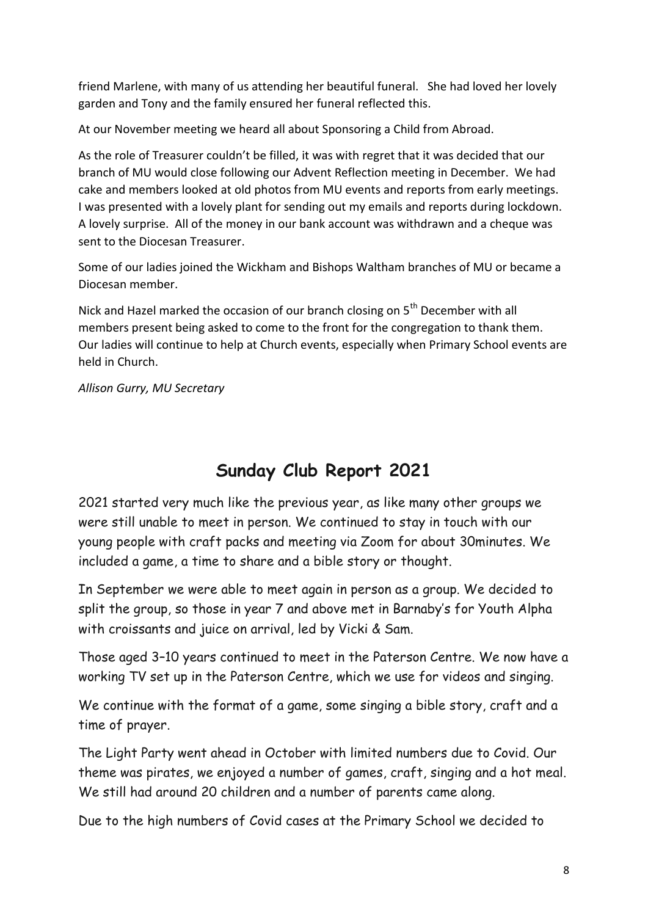friend Marlene, with many of us attending her beautiful funeral. She had loved her lovely garden and Tony and the family ensured her funeral reflected this.

At our November meeting we heard all about Sponsoring a Child from Abroad.

As the role of Treasurer couldn't be filled, it was with regret that it was decided that our branch of MU would close following our Advent Reflection meeting in December. We had cake and members looked at old photos from MU events and reports from early meetings. I was presented with a lovely plant for sending out my emails and reports during lockdown. A lovely surprise. All of the money in our bank account was withdrawn and a cheque was sent to the Diocesan Treasurer.

Some of our ladies joined the Wickham and Bishops Waltham branches of MU or became a Diocesan member.

Nick and Hazel marked the occasion of our branch closing on 5th December with all members present being asked to come to the front for the congregation to thank them. Our ladies will continue to help at Church events, especially when Primary School events are held in Church.

*Allison Gurry, MU Secretary*

## Sunday Club Report 2021

2021 started very much like the previous year, as like many other groups we were still unable to meet in person. We continued to stay in touch with our young people with craft packs and meeting via Zoom for about 30minutes. We included a game, a time to share and a bible story or thought.

In September we were able to meet again in person as a group. We decided to split the group, so those in year 7 and above met in Barnaby's for Youth Alpha with croissants and juice on arrival, led by Vicki & Sam.

Those aged 3–10 years continued to meet in the Paterson Centre. We now have a working TV set up in the Paterson Centre, which we use for videos and singing.

We continue with the format of a game, some singing a bible story, craft and a time of prayer.

The Light Party went ahead in October with limited numbers due to Covid. Our theme was pirates, we enjoyed a number of games, craft, singing and a hot meal. We still had around 20 children and a number of parents came along.

Due to the high numbers of Covid cases at the Primary School we decided to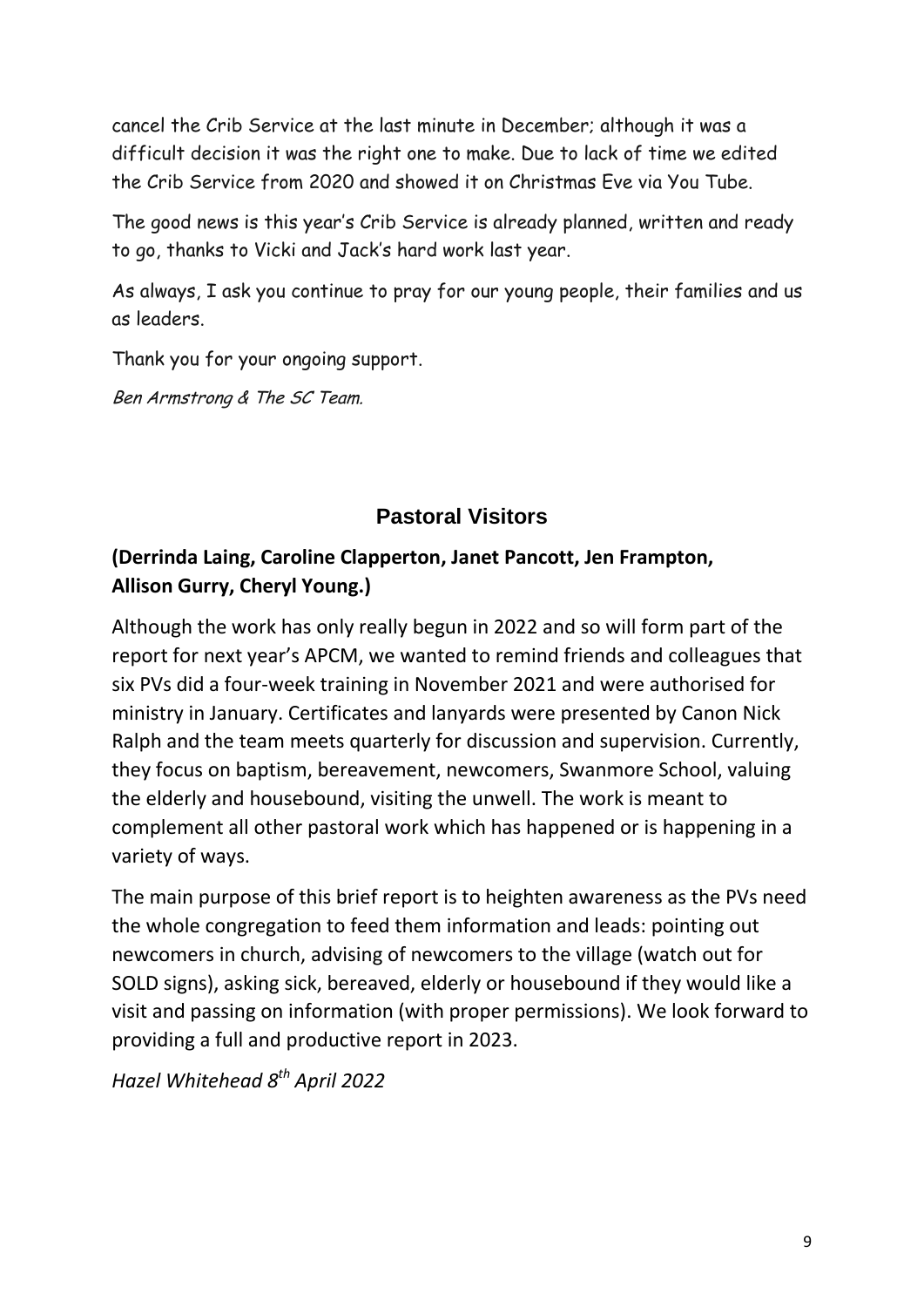cancel the Crib Service at the last minute in December; although it was a difficult decision it was the right one to make. Due to lack of time we edited the Crib Service from 2020 and showed it on Christmas Eve via You Tube.

The good news is this year's Crib Service is already planned, written and ready to go, thanks to Vicki and Jack's hard work last year.

As always, I ask you continue to pray for our young people, their families and us as leaders.

Thank you for your ongoing support.

*Ben Armstrong & The SC Team.*

## Pastoral Visitors

**(Derrinda Laing, Caroline Clapperton, Janet Pancott, Jen Frampton, Allison Gurry, Cheryl Young.)**

Although the work has only really begun in 2022 and so will form part of the report for next year's APCM, we wanted to remind friends and colleagues that six PVs did a four-week training in November 2021 and were authorised for ministry in January. Certificates and lanyards were presented by Canon Nick Ralph and the team meets quarterly for discussion and supervision. Currently, they focus on baptism, bereavement, newcomers, Swanmore School, valuing the elderly and housebound, visiting the unwell. The work is meant to complement all other pastoral work which has happened or is happening in a variety of ways.

The main purpose of this brief report is to heighten awareness as the PVs need the whole congregation to feed them information and leads: pointing out newcomers in church, advising of newcomers to the village (watch out for SOLD signs), asking sick, bereaved, elderly or housebound if they would like a visit and passing on information (with proper permissions). We look forward to providing a full and productive report in 2023.

*Hazel Whitehead 8th April 2022*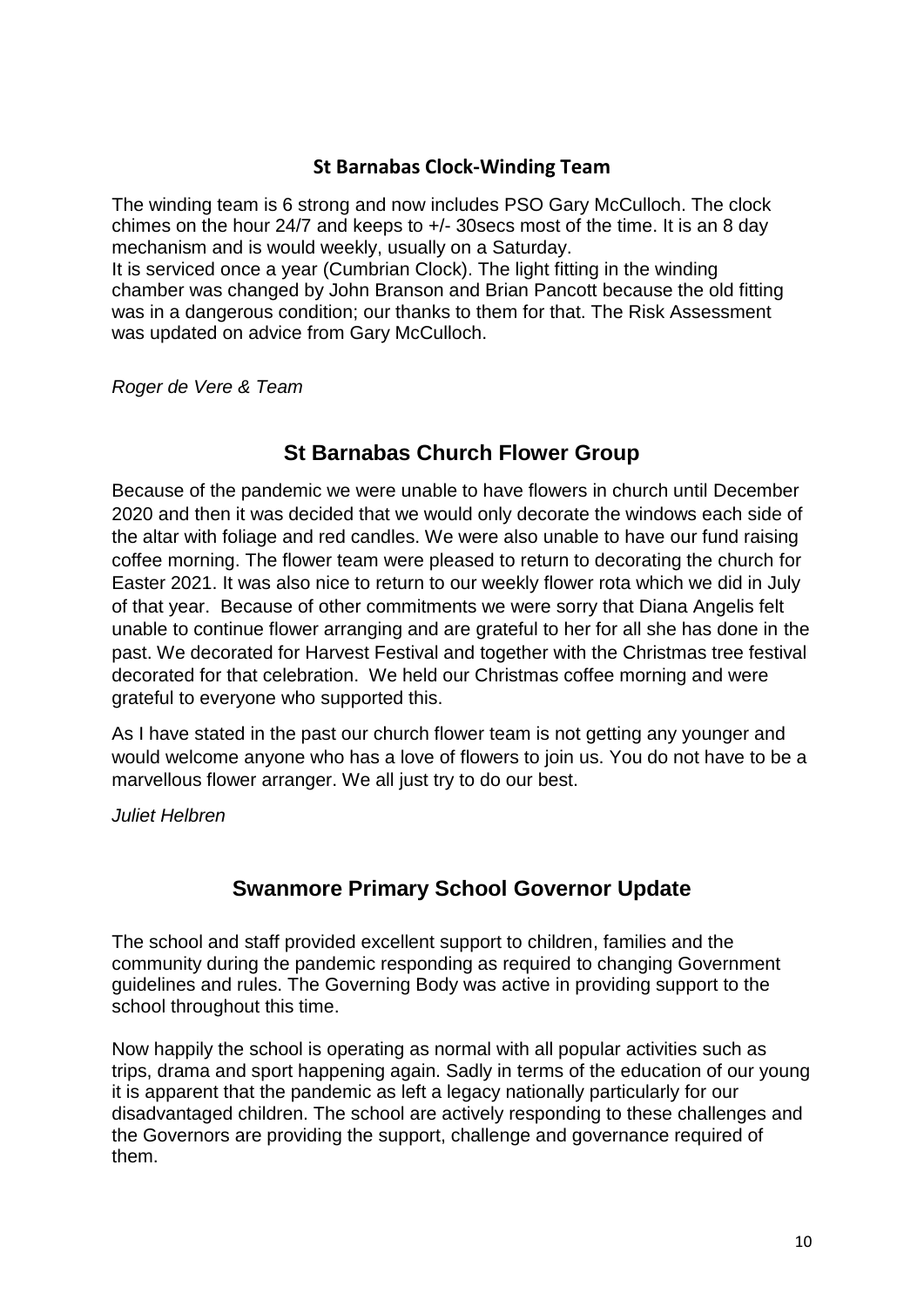## St Barnabas Clock-Winding Team

The winding team is 6 strong and now includes PSO Gary McCulloch. The clock chimes on the hour 24/7 and keeps to +/- 30secs most of the time. It is an 8 day mechanism and is would weekly, usually on a Saturday.
It is serviced once a year (Cumbrian Clock). The light fitting in the winding chamber was changed by John Branson and Brian Pancott because the old fitting was in a dangerous condition; our thanks to them for that. The Risk Assessment was updated on advice from Gary McCulloch.

*Roger de Vere & Team*

## St Barnabas Church Flower Group

Because of the pandemic we were unable to have flowers in church until December 2020 and then it was decided that we would only decorate the windows each side of the altar with foliage and red candles. We were also unable to have our fund raising coffee morning. The flower team were pleased to return to decorating the church for Easter 2021. It was also nice to return to our weekly flower rota which we did in July of that year. Because of other commitments we were sorry that Diana Angelis felt unable to continue flower arranging and are grateful to her for all she has done in the past. We decorated for Harvest Festival and together with the Christmas tree festival decorated for that celebration. We held our Christmas coffee morning and were grateful to everyone who supported this.

As I have stated in the past our church flower team is not getting any younger and would welcome anyone who has a love of flowers to join us. You do not have to be a marvellous flower arranger. We all just try to do our best.

*Juliet Helbren*

## Swanmore Primary School Governor Update

The school and staff provided excellent support to children, families and the community during the pandemic responding as required to changing Government guidelines and rules. The Governing Body was active in providing support to the school throughout this time.

Now happily the school is operating as normal with all popular activities such as trips, drama and sport happening again. Sadly in terms of the education of our young it is apparent that the pandemic as left a legacy nationally particularly for our disadvantaged children. The school are actively responding to these challenges and the Governors are providing the support, challenge and governance required of them.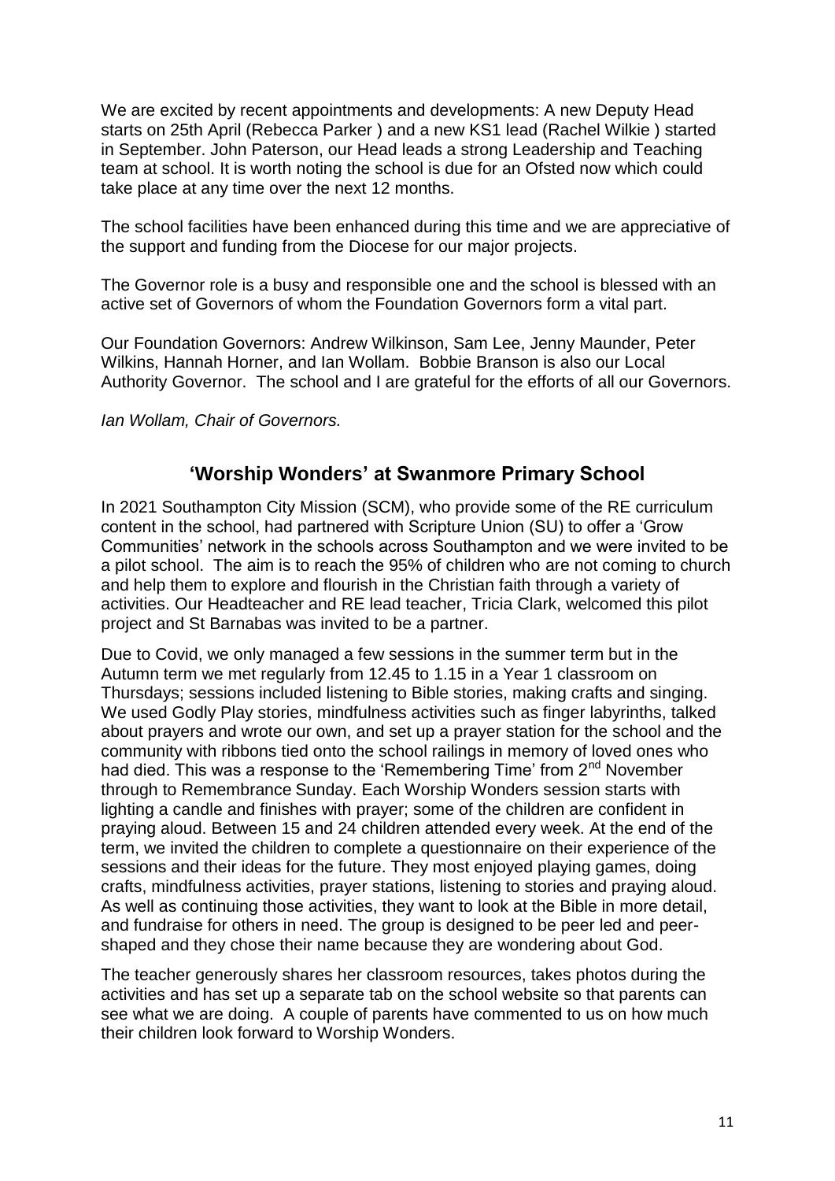We are excited by recent appointments and developments: A new Deputy Head starts on 25th April (Rebecca Parker ) and a new KS1 lead (Rachel Wilkie ) started in September. John Paterson, our Head leads a strong Leadership and Teaching team at school. It is worth noting the school is due for an Ofsted now which could take place at any time over the next 12 months.

The school facilities have been enhanced during this time and we are appreciative of the support and funding from the Diocese for our major projects.

The Governor role is a busy and responsible one and the school is blessed with an active set of Governors of whom the Foundation Governors form a vital part.

Our Foundation Governors: Andrew Wilkinson, Sam Lee, Jenny Maunder, Peter Wilkins, Hannah Horner, and Ian Wollam. Bobbie Branson is also our Local Authority Governor. The school and I are grateful for the efforts of all our Governors.

*Ian Wollam, Chair of Governors.*

## 'Worship Wonders' at Swanmore Primary School

In 2021 Southampton City Mission (SCM), who provide some of the RE curriculum content in the school, had partnered with Scripture Union (SU) to offer a 'Grow Communities' network in the schools across Southampton and we were invited to be a pilot school. The aim is to reach the 95% of children who are not coming to church and help them to explore and flourish in the Christian faith through a variety of activities. Our Headteacher and RE lead teacher, Tricia Clark, welcomed this pilot project and St Barnabas was invited to be a partner.

Due to Covid, we only managed a few sessions in the summer term but in the Autumn term we met regularly from 12.45 to 1.15 in a Year 1 classroom on Thursdays; sessions included listening to Bible stories, making crafts and singing. We used Godly Play stories, mindfulness activities such as finger labyrinths, talked about prayers and wrote our own, and set up a prayer station for the school and the community with ribbons tied onto the school railings in memory of loved ones who had died. This was a response to the 'Remembering Time' from 2nd November through to Remembrance Sunday. Each Worship Wonders session starts with lighting a candle and finishes with prayer; some of the children are confident in praying aloud. Between 15 and 24 children attended every week. At the end of the term, we invited the children to complete a questionnaire on their experience of the sessions and their ideas for the future. They most enjoyed playing games, doing crafts, mindfulness activities, prayer stations, listening to stories and praying aloud. As well as continuing those activities, they want to look at the Bible in more detail, and fundraise for others in need. The group is designed to be peer led and peer-shaped and they chose their name because they are wondering about God.

The teacher generously shares her classroom resources, takes photos during the activities and has set up a separate tab on the school website so that parents can see what we are doing. A couple of parents have commented to us on how much their children look forward to Worship Wonders.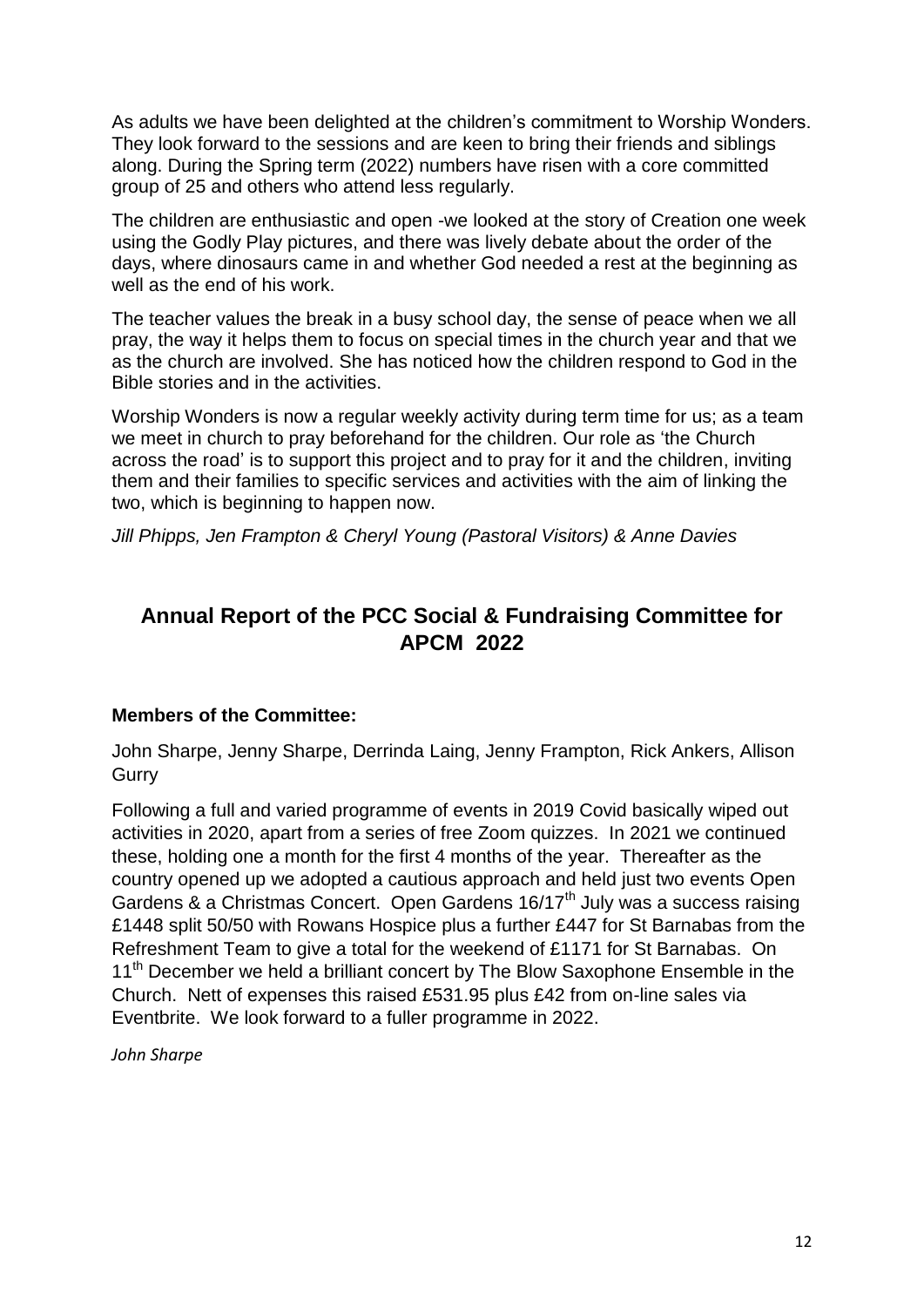As adults we have been delighted at the children's commitment to Worship Wonders. They look forward to the sessions and are keen to bring their friends and siblings along. During the Spring term (2022) numbers have risen with a core committed group of 25 and others who attend less regularly.

The children are enthusiastic and open -we looked at the story of Creation one week using the Godly Play pictures, and there was lively debate about the order of the days, where dinosaurs came in and whether God needed a rest at the beginning as well as the end of his work.

The teacher values the break in a busy school day, the sense of peace when we all pray, the way it helps them to focus on special times in the church year and that we as the church are involved. She has noticed how the children respond to God in the Bible stories and in the activities.

Worship Wonders is now a regular weekly activity during term time for us; as a team we meet in church to pray beforehand for the children. Our role as 'the Church across the road' is to support this project and to pray for it and the children, inviting them and their families to specific services and activities with the aim of linking the two, which is beginning to happen now.

*Jill Phipps, Jen Frampton & Cheryl Young (Pastoral Visitors) & Anne Davies*

## Annual Report of the PCC Social & Fundraising Committee for APCM 2022

**Members of the Committee:**

John Sharpe, Jenny Sharpe, Derrinda Laing, Jenny Frampton, Rick Ankers, Allison Gurry

Following a full and varied programme of events in 2019 Covid basically wiped out activities in 2020, apart from a series of free Zoom quizzes. In 2021 we continued these, holding one a month for the first 4 months of the year. Thereafter as the country opened up we adopted a cautious approach and held just two events Open Gardens & a Christmas Concert. Open Gardens 16/17th July was a success raising £1448 split 50/50 with Rowans Hospice plus a further £447 for St Barnabas from the Refreshment Team to give a total for the weekend of £1171 for St Barnabas. On 11th December we held a brilliant concert by The Blow Saxophone Ensemble in the Church. Nett of expenses this raised £531.95 plus £42 from on-line sales via Eventbrite. We look forward to a fuller programme in 2022.

*John Sharpe*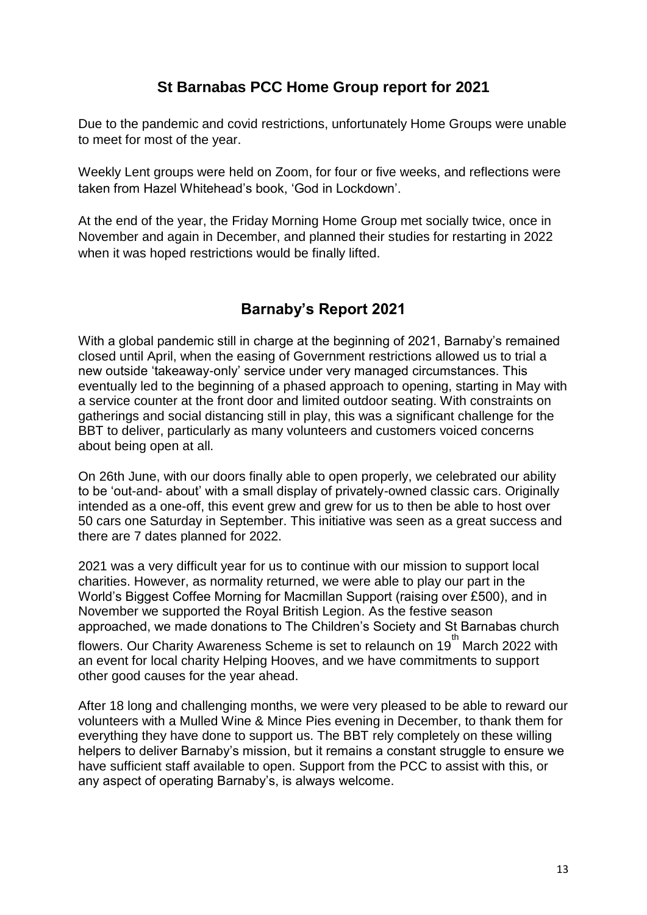## St Barnabas PCC Home Group report for 2021

Due to the pandemic and covid restrictions, unfortunately Home Groups were unable to meet for most of the year.

Weekly Lent groups were held on Zoom, for four or five weeks, and reflections were taken from Hazel Whitehead's book, 'God in Lockdown'.

At the end of the year, the Friday Morning Home Group met socially twice, once in November and again in December, and planned their studies for restarting in 2022 when it was hoped restrictions would be finally lifted.

## Barnaby's Report 2021

With a global pandemic still in charge at the beginning of 2021, Barnaby's remained closed until April, when the easing of Government restrictions allowed us to trial a new outside 'takeaway-only' service under very managed circumstances. This eventually led to the beginning of a phased approach to opening, starting in May with a service counter at the front door and limited outdoor seating. With constraints on gatherings and social distancing still in play, this was a significant challenge for the BBT to deliver, particularly as many volunteers and customers voiced concerns about being open at all.

On 26th June, with our doors finally able to open properly, we celebrated our ability to be 'out-and- about' with a small display of privately-owned classic cars. Originally intended as a one-off, this event grew and grew for us to then be able to host over 50 cars one Saturday in September. This initiative was seen as a great success and there are 7 dates planned for 2022.

2021 was a very difficult year for us to continue with our mission to support local charities. However, as normality returned, we were able to play our part in the World's Biggest Coffee Morning for Macmillan Support (raising over £500), and in November we supported the Royal British Legion. As the festive season approached, we made donations to The Children's Society and St Barnabas church flowers. Our Charity Awareness Scheme is set to relaunch on 19th March 2022 with an event for local charity Helping Hooves, and we have commitments to support other good causes for the year ahead.

After 18 long and challenging months, we were very pleased to be able to reward our volunteers with a Mulled Wine & Mince Pies evening in December, to thank them for everything they have done to support us. The BBT rely completely on these willing helpers to deliver Barnaby's mission, but it remains a constant struggle to ensure we have sufficient staff available to open. Support from the PCC to assist with this, or any aspect of operating Barnaby's, is always welcome.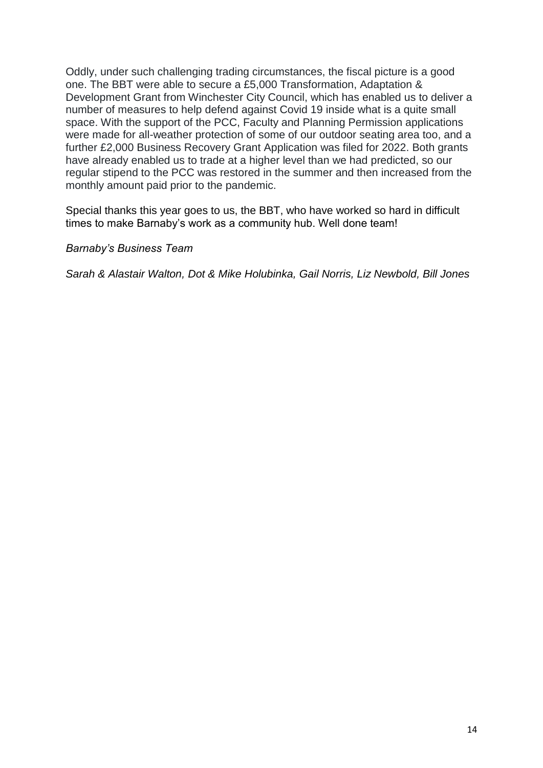Oddly, under such challenging trading circumstances, the fiscal picture is a good one. The BBT were able to secure a £5,000 Transformation, Adaptation & Development Grant from Winchester City Council, which has enabled us to deliver a number of measures to help defend against Covid 19 inside what is a quite small space. With the support of the PCC, Faculty and Planning Permission applications were made for all-weather protection of some of our outdoor seating area too, and a further £2,000 Business Recovery Grant Application was filed for 2022. Both grants have already enabled us to trade at a higher level than we had predicted, so our regular stipend to the PCC was restored in the summer and then increased from the monthly amount paid prior to the pandemic.

Special thanks this year goes to us, the BBT, who have worked so hard in difficult times to make Barnaby's work as a community hub. Well done team!

*Barnaby's Business Team*

*Sarah & Alastair Walton, Dot & Mike Holubinka, Gail Norris, Liz Newbold, Bill Jones*